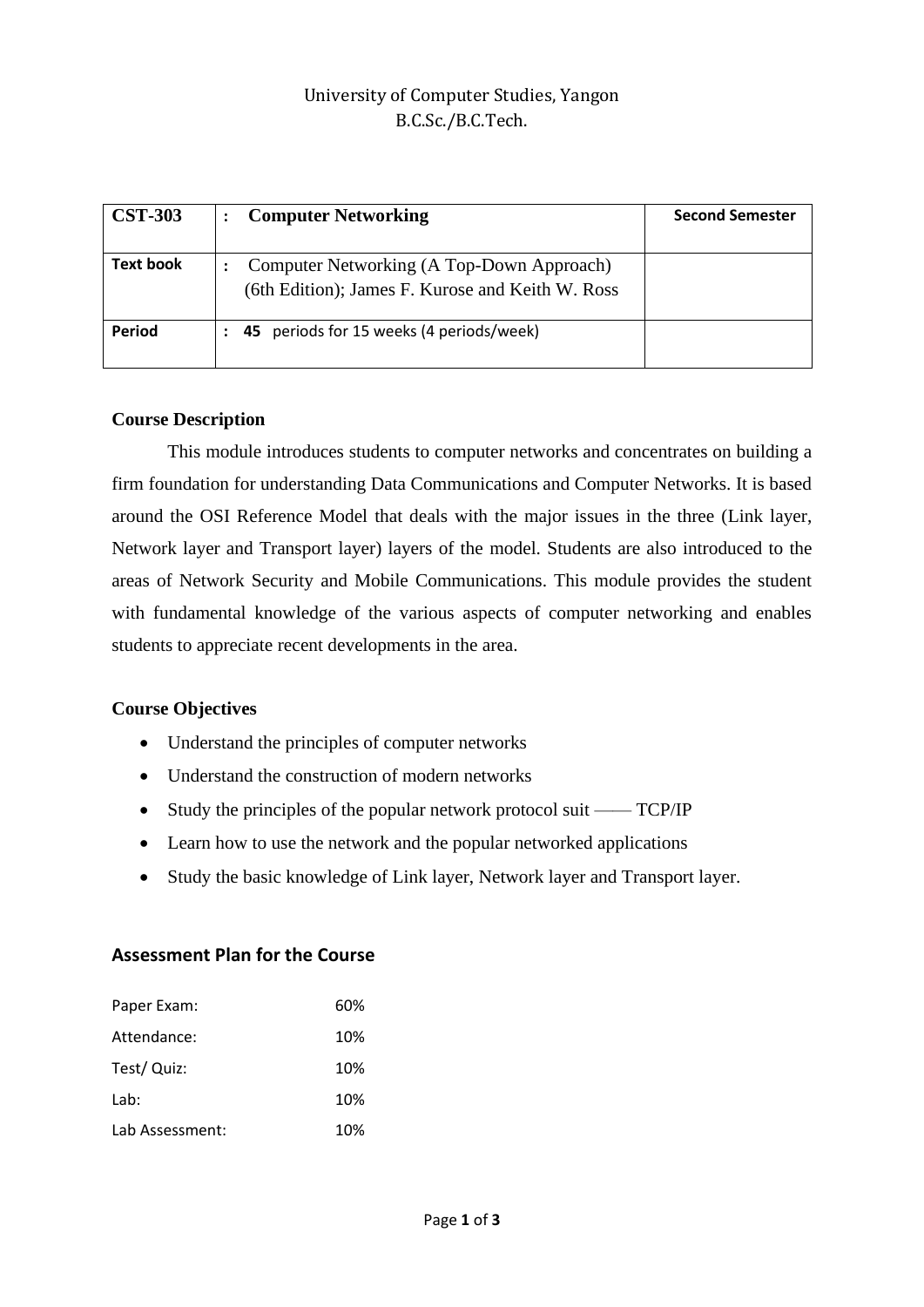University of Computer Studies, Yangon
B.C.Sc./B.C.Tech.

| **CST-303** | **: Computer Networking** | **Second Semester** |
|---|---|---|
| **Text book** | : Computer Networking (A Top-Down Approach) (6th Edition); James F. Kurose and Keith W. Ross | |
| **Period** | : **45** periods for 15 weeks (4 periods/week) | |

**Course Description**

This module introduces students to computer networks and concentrates on building a firm foundation for understanding Data Communications and Computer Networks. It is based around the OSI Reference Model that deals with the major issues in the three (Link layer, Network layer and Transport layer) layers of the model. Students are also introduced to the areas of Network Security and Mobile Communications. This module provides the student with fundamental knowledge of the various aspects of computer networking and enables students to appreciate recent developments in the area.

**Course Objectives**

- Understand the principles of computer networks
- Understand the construction of modern networks
- Study the principles of the popular network protocol suit —— TCP/IP
- Learn how to use the network and the popular networked applications
- Study the basic knowledge of Link layer, Network layer and Transport layer.

## Assessment Plan for the Course

| | |
|---|---|
| Paper Exam: | 60% |
| Attendance: | 10% |
| Test/ Quiz: | 10% |
| Lab: | 10% |
| Lab Assessment: | 10% |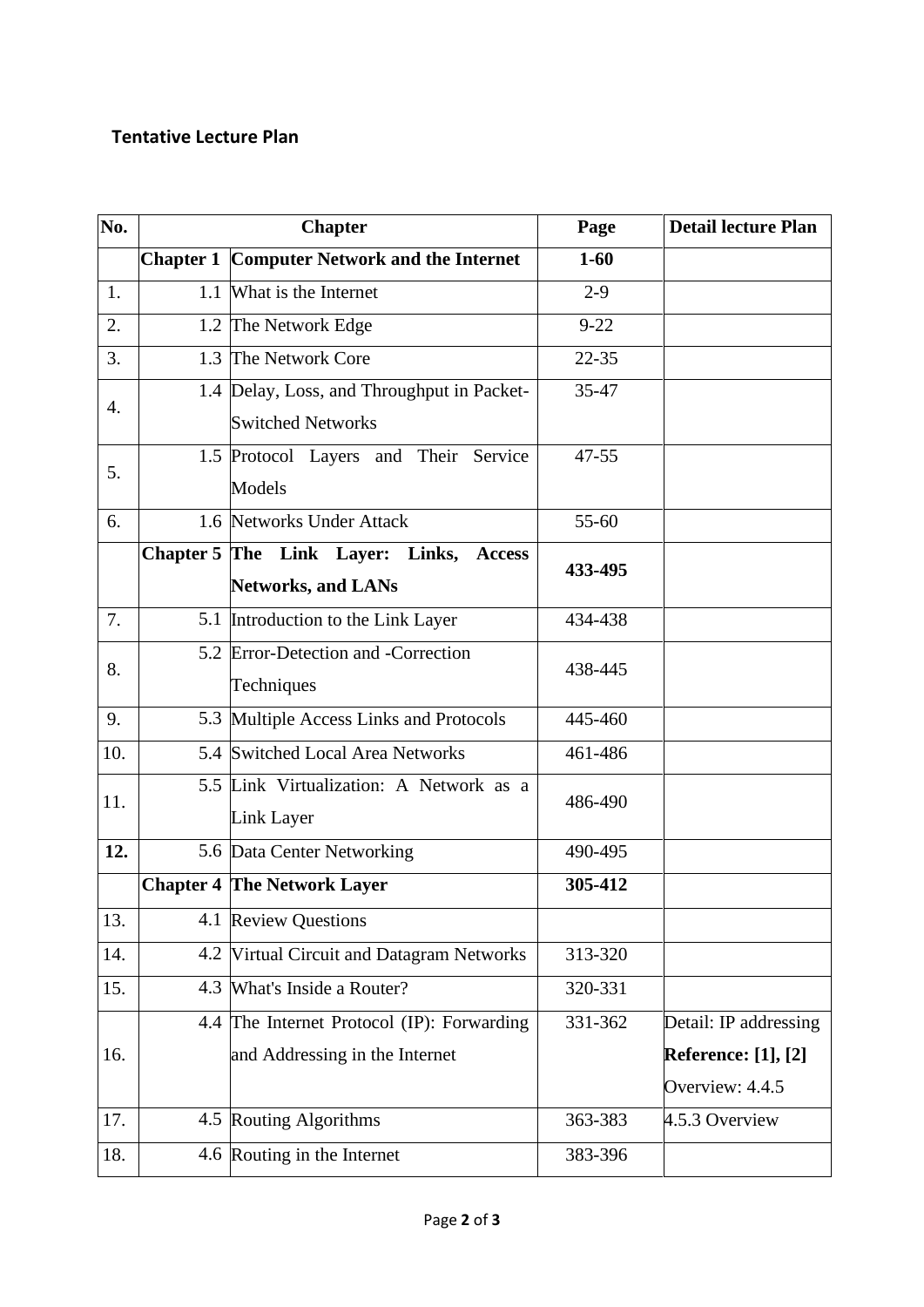**Tentative Lecture Plan**

| No. | Chapter | | Page | Detail lecture Plan |
|---|---|---|---|---|
| | **Chapter 1** | **Computer Network and the Internet** | **1-60** | |
| 1. | 1.1 | What is the Internet | 2-9 | |
| 2. | 1.2 | The Network Edge | 9-22 | |
| 3. | 1.3 | The Network Core | 22-35 | |
| 4. | 1.4 | Delay, Loss, and Throughput in Packet-Switched Networks | 35-47 | |
| 5. | 1.5 | Protocol Layers and Their Service Models | 47-55 | |
| 6. | 1.6 | Networks Under Attack | 55-60 | |
| | **Chapter 5** | **The Link Layer: Links, Access Networks, and LANs** | **433-495** | |
| 7. | 5.1 | Introduction to the Link Layer | 434-438 | |
| 8. | 5.2 | Error-Detection and -Correction Techniques | 438-445 | |
| 9. | 5.3 | Multiple Access Links and Protocols | 445-460 | |
| 10. | 5.4 | Switched Local Area Networks | 461-486 | |
| 11. | 5.5 | Link Virtualization: A Network as a Link Layer | 486-490 | |
| **12.** | 5.6 | Data Center Networking | 490-495 | |
| | **Chapter 4** | **The Network Layer** | **305-412** | |
| 13. | 4.1 | Review Questions | | |
| 14. | 4.2 | Virtual Circuit and Datagram Networks | 313-320 | |
| 15. | 4.3 | What's Inside a Router? | 320-331 | |
| 16. | 4.4 | The Internet Protocol (IP): Forwarding and Addressing in the Internet | 331-362 | Detail: IP addressing **Reference: [1], [2]** Overview: 4.4.5 |
| 17. | 4.5 | Routing Algorithms | 363-383 | 4.5.3 Overview |
| 18. | 4.6 | Routing in the Internet | 383-396 | |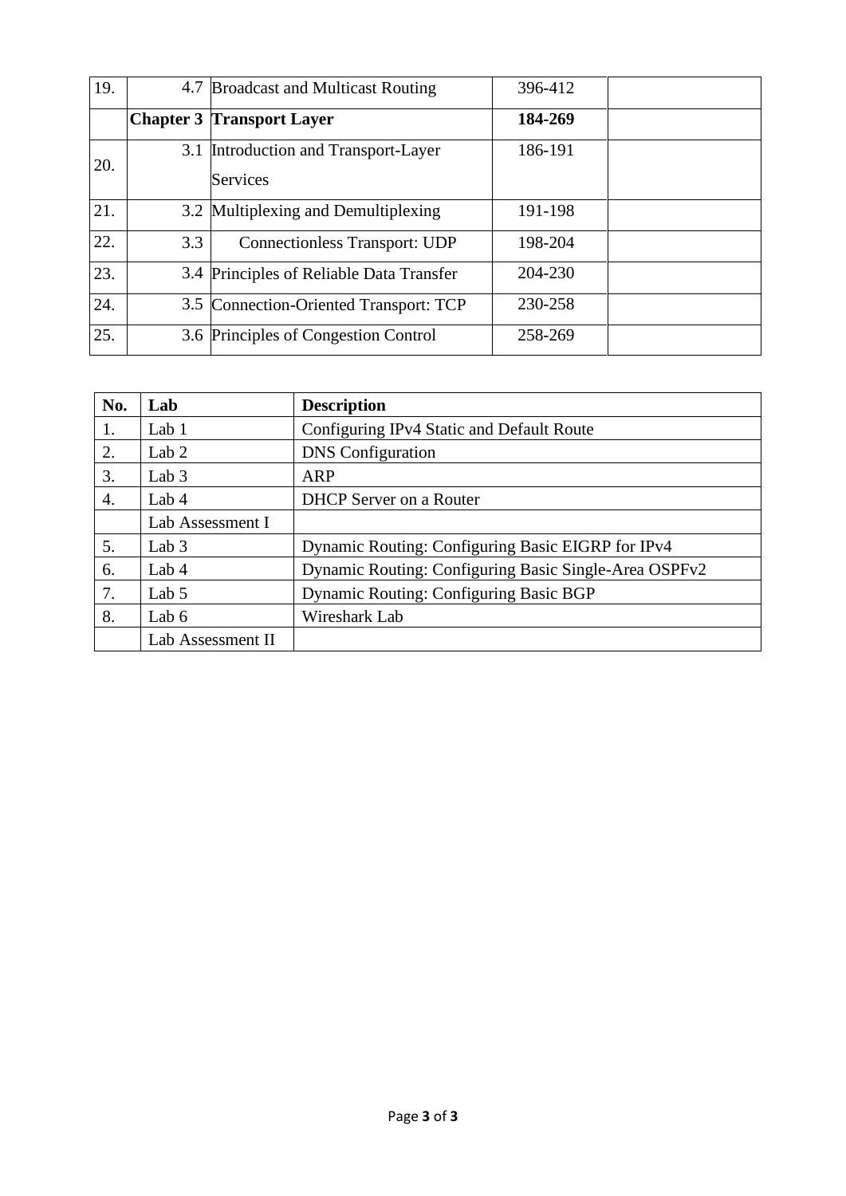| | | | | |
|---|---|---|---|---|
| 19. | 4.7 | Broadcast and Multicast Routing | 396-412 | |
| | **Chapter 3** | **Transport Layer** | **184-269** | |
| 20. | 3.1 | Introduction and Transport-Layer Services | 186-191 | |
| 21. | 3.2 | Multiplexing and Demultiplexing | 191-198 | |
| 22. | 3.3 | Connectionless Transport: UDP | 198-204 | |
| 23. | 3.4 | Principles of Reliable Data Transfer | 204-230 | |
| 24. | 3.5 | Connection-Oriented Transport: TCP | 230-258 | |
| 25. | 3.6 | Principles of Congestion Control | 258-269 | |

| No. | Lab | Description |
|---|---|---|
| 1. | Lab 1 | Configuring IPv4 Static and Default Route |
| 2. | Lab 2 | DNS Configuration |
| 3. | Lab 3 | ARP |
| 4. | Lab 4 | DHCP Server on a Router |
| | Lab Assessment I | |
| 5. | Lab 3 | Dynamic Routing: Configuring Basic EIGRP for IPv4 |
| 6. | Lab 4 | Dynamic Routing: Configuring Basic Single-Area OSPFv2 |
| 7. | Lab 5 | Dynamic Routing: Configuring Basic BGP |
| 8. | Lab 6 | Wireshark Lab |
| | Lab Assessment II | |